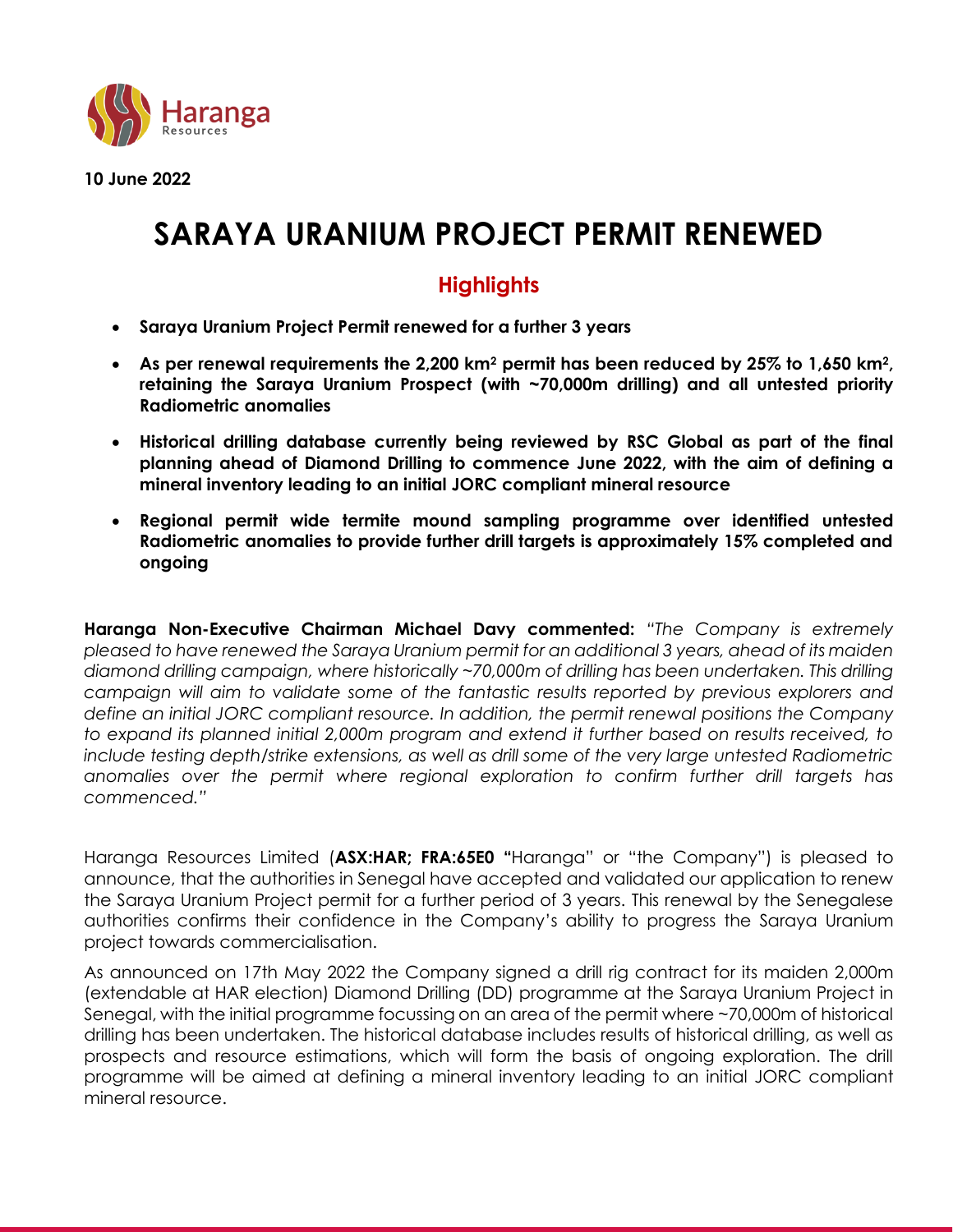10 June 2022

# SARAYA URANIUM PROJECT PERMIT RENEWED

## Highlights

- **Saraya Uranium Project Permit renewed for a further 3 years**
- **As per renewal requirements the 2,200 km² permit has been reduced by 25% to 1,650 km², retaining the Saraya Uranium Prospect (with ~70,000m drilling) and all untested priority Radiometric anomalies**
- **Historical drilling database currently being reviewed by RSC Global as part of the final planning ahead of Diamond Drilling to commence June 2022, with the aim of defining a mineral inventory leading to an initial JORC compliant mineral resource**
- **Regional permit wide termite mound sampling programme over identified untested Radiometric anomalies to provide further drill targets is approximately 15% completed and ongoing**

**Haranga Non-Executive Chairman Michael Davy commented:** *"The Company is extremely pleased to have renewed the Saraya Uranium permit for an additional 3 years, ahead of its maiden diamond drilling campaign, where historically ~70,000m of drilling has been undertaken. This drilling campaign will aim to validate some of the fantastic results reported by previous explorers and define an initial JORC compliant resource. In addition, the permit renewal positions the Company to expand its planned initial 2,000m program and extend it further based on results received, to include testing depth/strike extensions, as well as drill some of the very large untested Radiometric anomalies over the permit where regional exploration to confirm further drill targets has commenced."*

Haranga Resources Limited (**ASX:HAR; FRA:65E0** "Haranga" or "the Company") is pleased to announce, that the authorities in Senegal have accepted and validated our application to renew the Saraya Uranium Project permit for a further period of 3 years. This renewal by the Senegalese authorities confirms their confidence in the Company's ability to progress the Saraya Uranium project towards commercialisation.

As announced on 17th May 2022 the Company signed a drill rig contract for its maiden 2,000m (extendable at HAR election) Diamond Drilling (DD) programme at the Saraya Uranium Project in Senegal, with the initial programme focussing on an area of the permit where ~70,000m of historical drilling has been undertaken. The historical database includes results of historical drilling, as well as prospects and resource estimations, which will form the basis of ongoing exploration. The drill programme will be aimed at defining a mineral inventory leading to an initial JORC compliant mineral resource.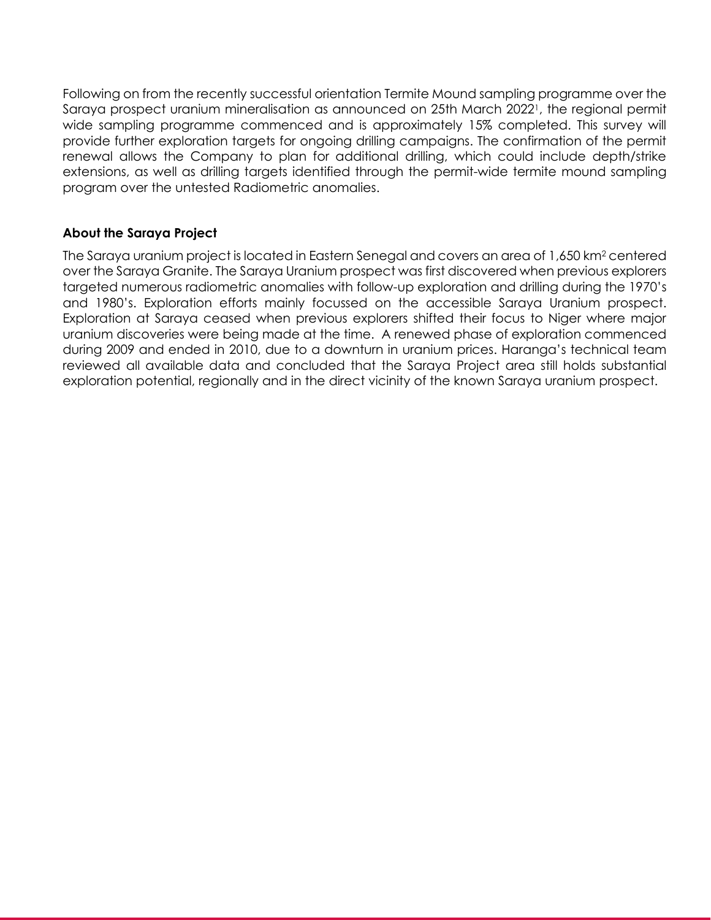Following on from the recently successful orientation Termite Mound sampling programme over the Saraya prospect uranium mineralisation as announced on 25th March 2022[1], the regional permit wide sampling programme commenced and is approximately 15% completed. This survey will provide further exploration targets for ongoing drilling campaigns. The confirmation of the permit renewal allows the Company to plan for additional drilling, which could include depth/strike extensions, as well as drilling targets identified through the permit-wide termite mound sampling program over the untested Radiometric anomalies.

**About the Saraya Project**

The Saraya uranium project is located in Eastern Senegal and covers an area of 1,650 $km^2$ centered over the Saraya Granite. The Saraya Uranium prospect was first discovered when previous explorers targeted numerous radiometric anomalies with follow-up exploration and drilling during the 1970's and 1980's. Exploration efforts mainly focussed on the accessible Saraya Uranium prospect. Exploration at Saraya ceased when previous explorers shifted their focus to Niger where major uranium discoveries were being made at the time. A renewed phase of exploration commenced during 2009 and ended in 2010, due to a downturn in uranium prices. Haranga's technical team reviewed all available data and concluded that the Saraya Project area still holds substantial exploration potential, regionally and in the direct vicinity of the known Saraya uranium prospect.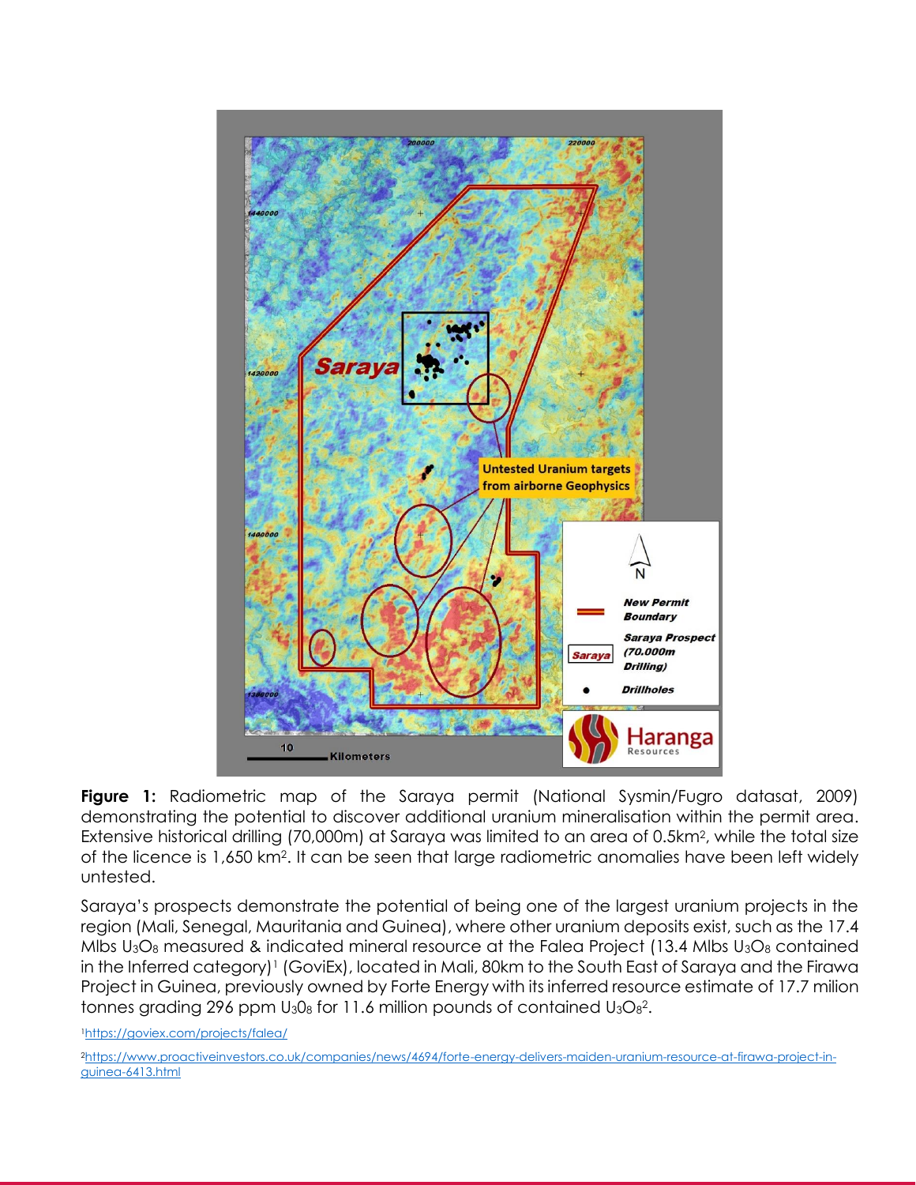**Figure 1:** Radiometric map of the Saraya permit (National Sysmin/Fugro datasat, 2009) demonstrating the potential to discover additional uranium mineralisation within the permit area. Extensive historical drilling (70,000m) at Saraya was limited to an area of 0.5km$^2$, while the total size of the licence is 1,650 km$^2$. It can be seen that large radiometric anomalies have been left widely untested.

Saraya's prospects demonstrate the potential of being one of the largest uranium projects in the region (Mali, Senegal, Mauritania and Guinea), where other uranium deposits exist, such as the 17.4 Mlbs $U_3O_8$ measured & indicated mineral resource at the Falea Project (13.4 Mlbs $U_3O_8$ contained in the Inferred category)[1] (GoviEx), located in Mali, 80km to the South East of Saraya and the Firawa Project in Guinea, previously owned by Forte Energy with its inferred resource estimate of 17.7 milion tonnes grading 296 ppm $U_30_8$ for 11.6 million pounds of contained $U_3O_8$[2].

[1]https://goviex.com/projects/falea/

[2]https://www.proactiveinvestors.co.uk/companies/news/4694/forte-energy-delivers-maiden-uranium-resource-at-firawa-project-in-guinea-6413.html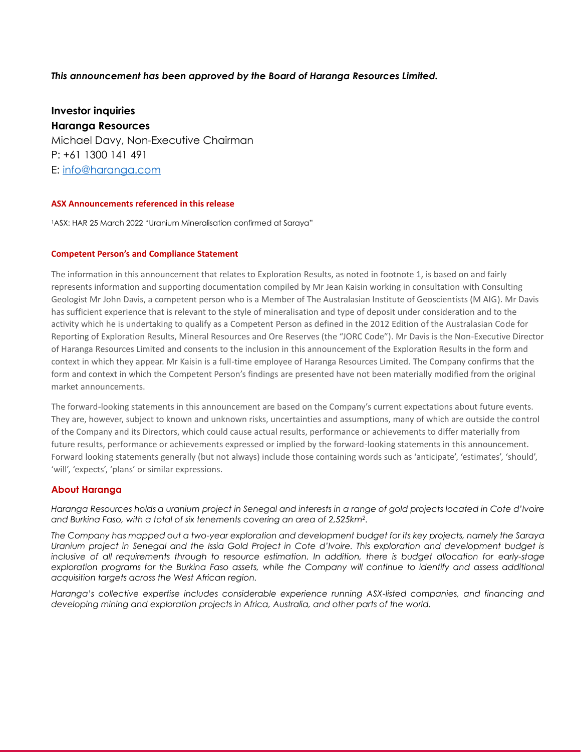***This announcement has been approved by the Board of Haranga Resources Limited.***

**Investor inquiries**

**Haranga Resources**

Michael Davy, Non-Executive Chairman

P: +61 1300 141 491

E: [info@haranga.com](mailto:info@haranga.com)

### ASX Announcements referenced in this release

[1]ASX: HAR 25 March 2022 "Uranium Mineralisation confirmed at Saraya"

### Competent Person's and Compliance Statement

The information in this announcement that relates to Exploration Results, as noted in footnote 1, is based on and fairly represents information and supporting documentation compiled by Mr Jean Kaisin working in consultation with Consulting Geologist Mr John Davis, a competent person who is a Member of The Australasian Institute of Geoscientists (M AIG). Mr Davis has sufficient experience that is relevant to the style of mineralisation and type of deposit under consideration and to the activity which he is undertaking to qualify as a Competent Person as defined in the 2012 Edition of the Australasian Code for Reporting of Exploration Results, Mineral Resources and Ore Reserves (the "JORC Code"). Mr Davis is the Non-Executive Director of Haranga Resources Limited and consents to the inclusion in this announcement of the Exploration Results in the form and context in which they appear. Mr Kaisin is a full-time employee of Haranga Resources Limited. The Company confirms that the form and context in which the Competent Person's findings are presented have not been materially modified from the original market announcements.

The forward-looking statements in this announcement are based on the Company's current expectations about future events. They are, however, subject to known and unknown risks, uncertainties and assumptions, many of which are outside the control of the Company and its Directors, which could cause actual results, performance or achievements to differ materially from future results, performance or achievements expressed or implied by the forward-looking statements in this announcement. Forward looking statements generally (but not always) include those containing words such as 'anticipate', 'estimates', 'should', 'will', 'expects', 'plans' or similar expressions.

### About Haranga

*Haranga Resources holds a uranium project in Senegal and interests in a range of gold projects located in Cote d'Ivoire and Burkina Faso, with a total of six tenements covering an area of 2,525km$^2$.*

*The Company has mapped out a two-year exploration and development budget for its key projects, namely the Saraya Uranium project in Senegal and the Issia Gold Project in Cote d'Ivoire. This exploration and development budget is inclusive of all requirements through to resource estimation. In addition, there is budget allocation for early-stage exploration programs for the Burkina Faso assets, while the Company will continue to identify and assess additional acquisition targets across the West African region.*

*Haranga's collective expertise includes considerable experience running ASX-listed companies, and financing and developing mining and exploration projects in Africa, Australia, and other parts of the world.*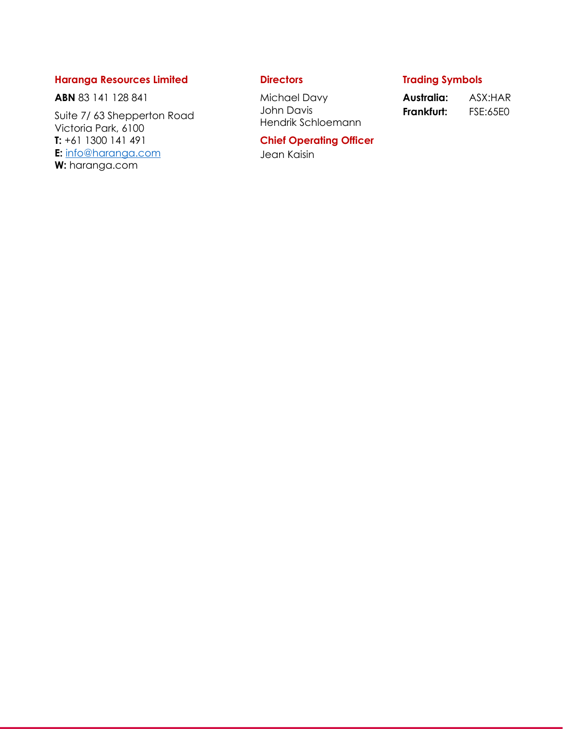### Haranga Resources Limited

**ABN** 83 141 128 841

Suite 7/ 63 Shepperton Road
Victoria Park, 6100
**T:** +61 1300 141 491
**E:** info@haranga.com
**W:** haranga.com

### Directors

Michael Davy
John Davis
Hendrik Schloemann

### Chief Operating Officer

Jean Kaisin

### Trading Symbols

| | |
|---|---|
| **Australia:** | ASX:HAR |
| **Frankfurt:** | FSE:65E0 |